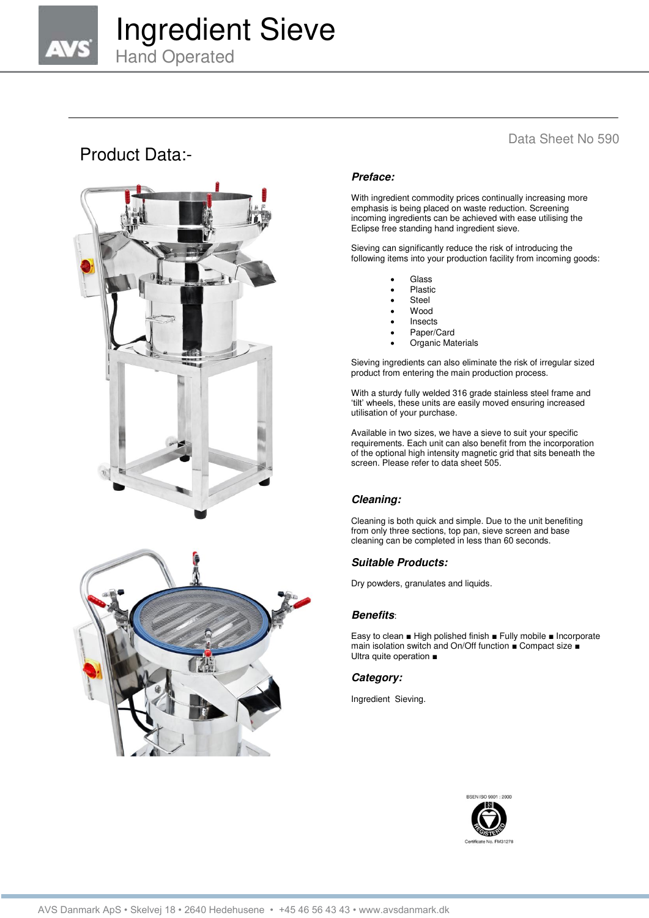# Ingredient Sieve

## Hand Operated

Data Sheet No 590

## Product Data:-

### *Preface:*

With ingredient commodity prices continually increasing more emphasis is being placed on waste reduction. Screening incoming ingredients can be achieved with ease utilising the Eclipse free standing hand ingredient sieve.

Sieving can significantly reduce the risk of introducing the following items into your production facility from incoming goods:

- Glass
- Plastic
- Steel
- Wood
- Insects
- Paper/Card
- Organic Materials

Sieving ingredients can also eliminate the risk of irregular sized product from entering the main production process.

With a sturdy fully welded 316 grade stainless steel frame and 'tilt' wheels, these units are easily moved ensuring increased utilisation of your purchase.

Available in two sizes, we have a sieve to suit your specific requirements. Each unit can also benefit from the incorporation of the optional high intensity magnetic grid that sits beneath the screen. Please refer to data sheet 505.

### *Cleaning:*

Cleaning is both quick and simple. Due to the unit benefiting from only three sections, top pan, sieve screen and base cleaning can be completed in less than 60 seconds.

### *Suitable Products:*

Dry powders, granulates and liquids.

### *Benefits*:

Easy to clean ■ High polished finish ■ Fully mobile ■ Incorporate main isolation switch and On/Off function ■ Compact size ■ Ultra quite operation ■

### *Category:*

Ingredient Sieving.

BSEN ISO 9001 : 2000

Certificate No. FM31278

AVS Danmark ApS • Skelvej 18 • 2640 Hedehusene • +45 46 56 43 43 • www.avsdanmark.dk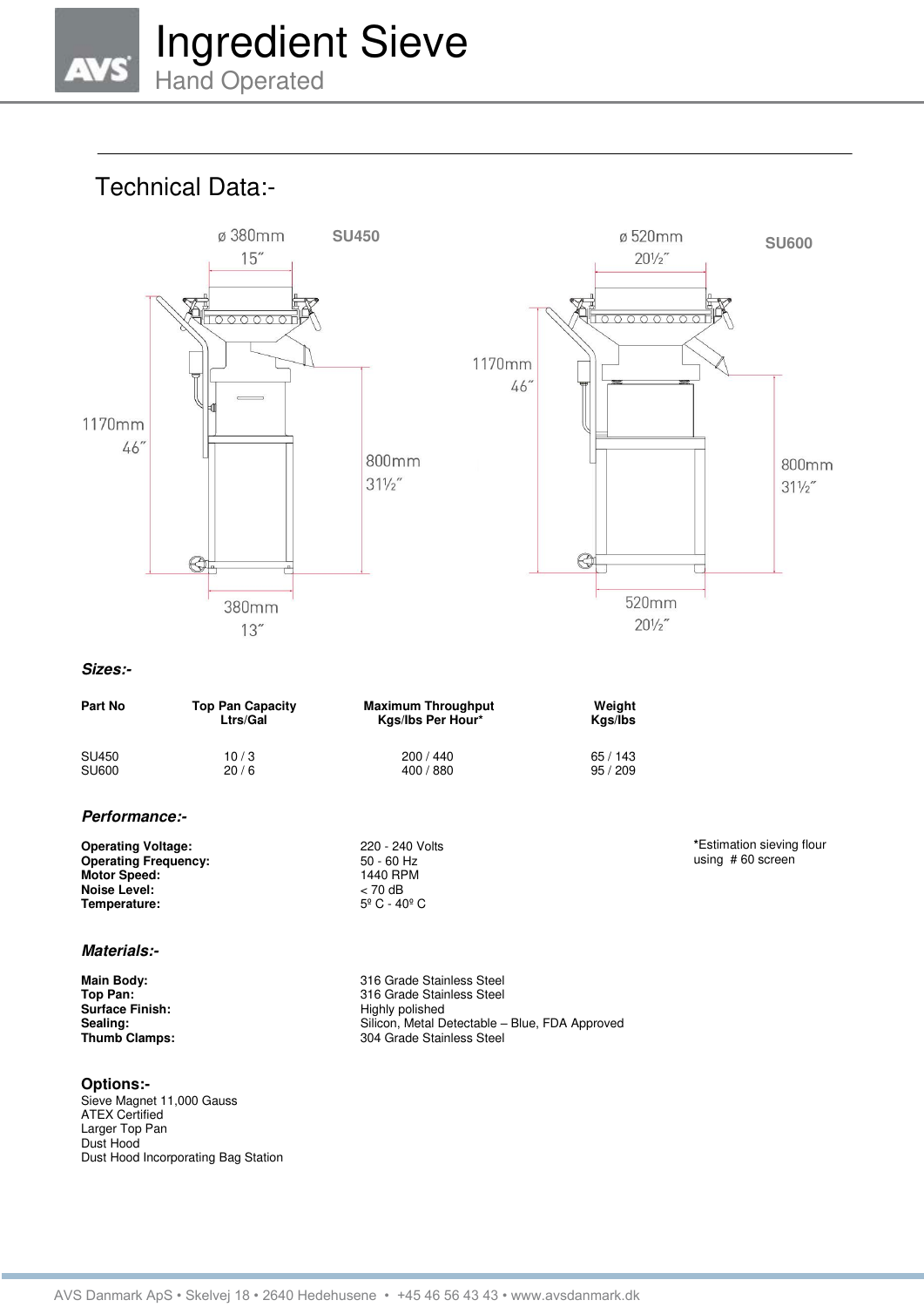# Ingredient Sieve

## Hand Operated

## Technical Data:-

SU450

ø 380mm
15″

1170mm
46″

800mm
31½″

380mm
13″

SU600

ø 520mm
20½″

1170mm
46″

800mm
31½″

520mm
20½″

### *Sizes:-*

| Part No | Top Pan Capacity Ltrs/Gal | Maximum Throughput Kgs/lbs Per Hour* | Weight Kgs/lbs |
|---|---|---|---|
| SU450 | 10 / 3 | 200 / 440 | 65 / 143 |
| SU600 | 20 / 6 | 400 / 880 | 95 / 209 |

### *Performance:-*

| | |
|---|---|
| **Operating Voltage:** | 220 - 240 Volts |
| **Operating Frequency:** | 50 - 60 Hz |
| **Motor Speed:** | 1440 RPM |
| **Noise Level:** | < 70 dB |
| **Temperature:** | 5º C - 40º C |

*Estimation sieving flour using # 60 screen

### *Materials:-*

| | |
|---|---|
| **Main Body:** | 316 Grade Stainless Steel |
| **Top Pan:** | 316 Grade Stainless Steel |
| **Surface Finish:** | Highly polished |
| **Sealing:** | Silicon, Metal Detectable – Blue, FDA Approved |
| **Thumb Clamps:** | 304 Grade Stainless Steel |

### Options:-

Sieve Magnet 11,000 Gauss
ATEX Certified
Larger Top Pan
Dust Hood
Dust Hood Incorporating Bag Station

AVS Danmark ApS • Skelvej 18 • 2640 Hedehusene • +45 46 56 43 43 • www.avsdanmark.dk